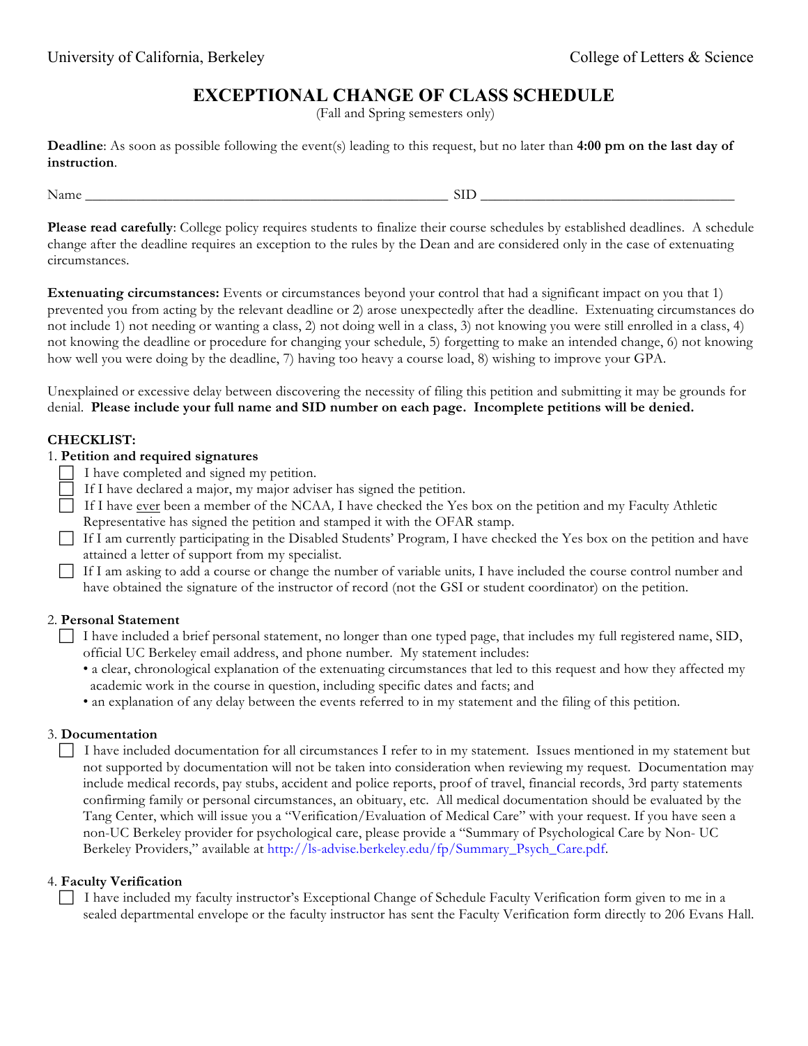University of California, Berkeley College of Letters & Science

# EXCEPTIONAL CHANGE OF CLASS SCHEDULE

(Fall and Spring semesters only)

**Deadline**: As soon as possible following the event(s) leading to this request, but no later than **4:00 pm on the last day of instruction**.

Name ________________________________________________ SID __________________________________

**Please read carefully**: College policy requires students to finalize their course schedules by established deadlines. A schedule change after the deadline requires an exception to the rules by the Dean and are considered only in the case of extenuating circumstances.

**Extenuating circumstances:** Events or circumstances beyond your control that had a significant impact on you that 1) prevented you from acting by the relevant deadline or 2) arose unexpectedly after the deadline. Extenuating circumstances do not include 1) not needing or wanting a class, 2) not doing well in a class, 3) not knowing you were still enrolled in a class, 4) not knowing the deadline or procedure for changing your schedule, 5) forgetting to make an intended change, 6) not knowing how well you were doing by the deadline, 7) having too heavy a course load, 8) wishing to improve your GPA.

Unexplained or excessive delay between discovering the necessity of filing this petition and submitting it may be grounds for denial. **Please include your full name and SID number on each page. Incomplete petitions will be denied.**

**CHECKLIST:**

1. **Petition and required signatures**

- ☐ I have completed and signed my petition.
- ☐ If I have declared a major, my major adviser has signed the petition.
- ☐ If I have ever been a member of the NCAA, I have checked the Yes box on the petition and my Faculty Athletic Representative has signed the petition and stamped it with the OFAR stamp.
- ☐ If I am currently participating in the Disabled Students' Program, I have checked the Yes box on the petition and have attained a letter of support from my specialist.
- ☐ If I am asking to add a course or change the number of variable units, I have included the course control number and have obtained the signature of the instructor of record (not the GSI or student coordinator) on the petition.

2. **Personal Statement**

- ☐ I have included a brief personal statement, no longer than one typed page, that includes my full registered name, SID, official UC Berkeley email address, and phone number. My statement includes:
  - a clear, chronological explanation of the extenuating circumstances that led to this request and how they affected my academic work in the course in question, including specific dates and facts; and
  - an explanation of any delay between the events referred to in my statement and the filing of this petition.

3. **Documentation**

- ☐ I have included documentation for all circumstances I refer to in my statement. Issues mentioned in my statement but not supported by documentation will not be taken into consideration when reviewing my request. Documentation may include medical records, pay stubs, accident and police reports, proof of travel, financial records, 3rd party statements confirming family or personal circumstances, an obituary, etc. All medical documentation should be evaluated by the Tang Center, which will issue you a "Verification/Evaluation of Medical Care" with your request. If you have seen a non-UC Berkeley provider for psychological care, please provide a "Summary of Psychological Care by Non- UC Berkeley Providers," available at http://ls-advise.berkeley.edu/fp/Summary_Psych_Care.pdf.

4. **Faculty Verification**

- ☐ I have included my faculty instructor's Exceptional Change of Schedule Faculty Verification form given to me in a sealed departmental envelope or the faculty instructor has sent the Faculty Verification form directly to 206 Evans Hall.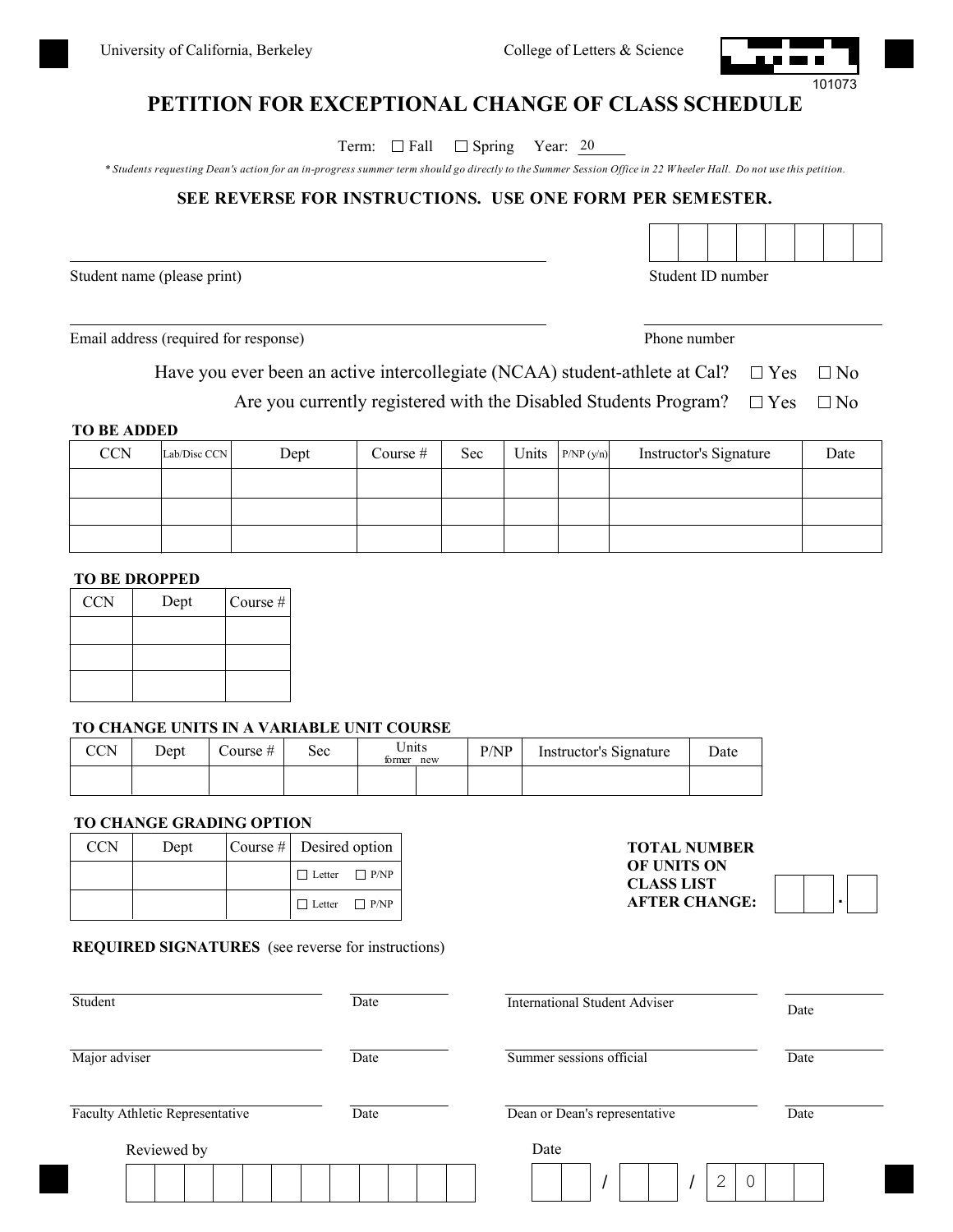University of California, Berkeley — College of Letters & Science

101073

# PETITION FOR EXCEPTIONAL CHANGE OF CLASS SCHEDULE

Term: ☐ Fall ☐ Spring Year: 20____

*\* Students requesting Dean's action for an in-progress summer term should go directly to the Summer Session Office in 22 Wheeler Hall. Do not use this petition.*

**SEE REVERSE FOR INSTRUCTIONS. USE ONE FORM PER SEMESTER.**

Student name (please print) ______________________________ Student ID number ☐☐☐☐☐☐☐☐

Email address (required for response) ______________________________ Phone number ______________

Have you ever been an active intercollegiate (NCAA) student-athlete at Cal? ☐ Yes ☐ No

Are you currently registered with the Disabled Students Program? ☐ Yes ☐ No

**TO BE ADDED**

| CCN | Lab/Disc CCN | Dept | Course # | Sec | Units | P/NP (y/n) | Instructor's Signature | Date |
|---|---|---|---|---|---|---|---|---|
| | | | | | | | | |
| | | | | | | | | |
| | | | | | | | | |

**TO BE DROPPED**

| CCN | Dept | Course # |
|---|---|---|
| | | |
| | | |
| | | |

**TO CHANGE UNITS IN A VARIABLE UNIT COURSE**

| CCN | Dept | Course # | Sec | Units former | Units new | P/NP | Instructor's Signature | Date |
|---|---|---|---|---|---|---|---|---|
| | | | | | | | | |

**TO CHANGE GRADING OPTION**

| CCN | Dept | Course # | Desired option |
|---|---|---|---|
| | | | ☐ Letter ☐ P/NP |
| | | | ☐ Letter ☐ P/NP |

**TOTAL NUMBER OF UNITS ON CLASS LIST AFTER CHANGE:** ☐☐.☐

**REQUIRED SIGNATURES** (see reverse for instructions)

| | | | |
|---|---|---|---|
| Student | Date | International Student Adviser | Date |
| Major adviser | Date | Summer sessions official | Date |
| Faculty Athletic Representative | Date | Dean or Dean's representative | Date |

Reviewed by ☐☐☐☐☐☐☐☐☐☐☐☐ Date ☐☐ / ☐☐ / 2 0 ☐☐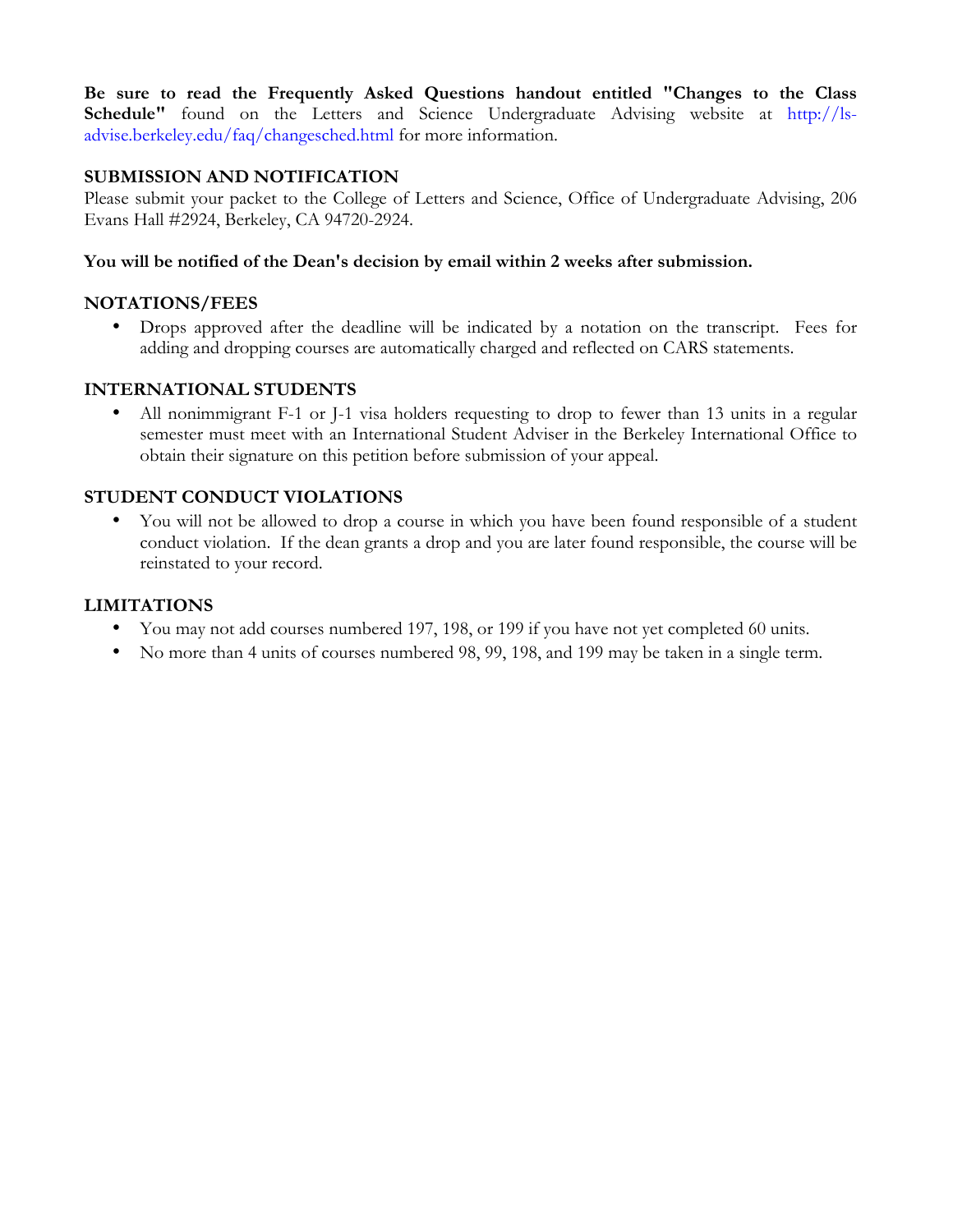**Be sure to read the Frequently Asked Questions handout entitled "Changes to the Class Schedule"** found on the Letters and Science Undergraduate Advising website at http://ls-advise.berkeley.edu/faq/changesched.html for more information.

**SUBMISSION AND NOTIFICATION**

Please submit your packet to the College of Letters and Science, Office of Undergraduate Advising, 206 Evans Hall #2924, Berkeley, CA 94720-2924.

**You will be notified of the Dean's decision by email within 2 weeks after submission.**

**NOTATIONS/FEES**

- Drops approved after the deadline will be indicated by a notation on the transcript. Fees for adding and dropping courses are automatically charged and reflected on CARS statements.

**INTERNATIONAL STUDENTS**

- All nonimmigrant F-1 or J-1 visa holders requesting to drop to fewer than 13 units in a regular semester must meet with an International Student Adviser in the Berkeley International Office to obtain their signature on this petition before submission of your appeal.

**STUDENT CONDUCT VIOLATIONS**

- You will not be allowed to drop a course in which you have been found responsible of a student conduct violation. If the dean grants a drop and you are later found responsible, the course will be reinstated to your record.

**LIMITATIONS**

- You may not add courses numbered 197, 198, or 199 if you have not yet completed 60 units.
- No more than 4 units of courses numbered 98, 99, 198, and 199 may be taken in a single term.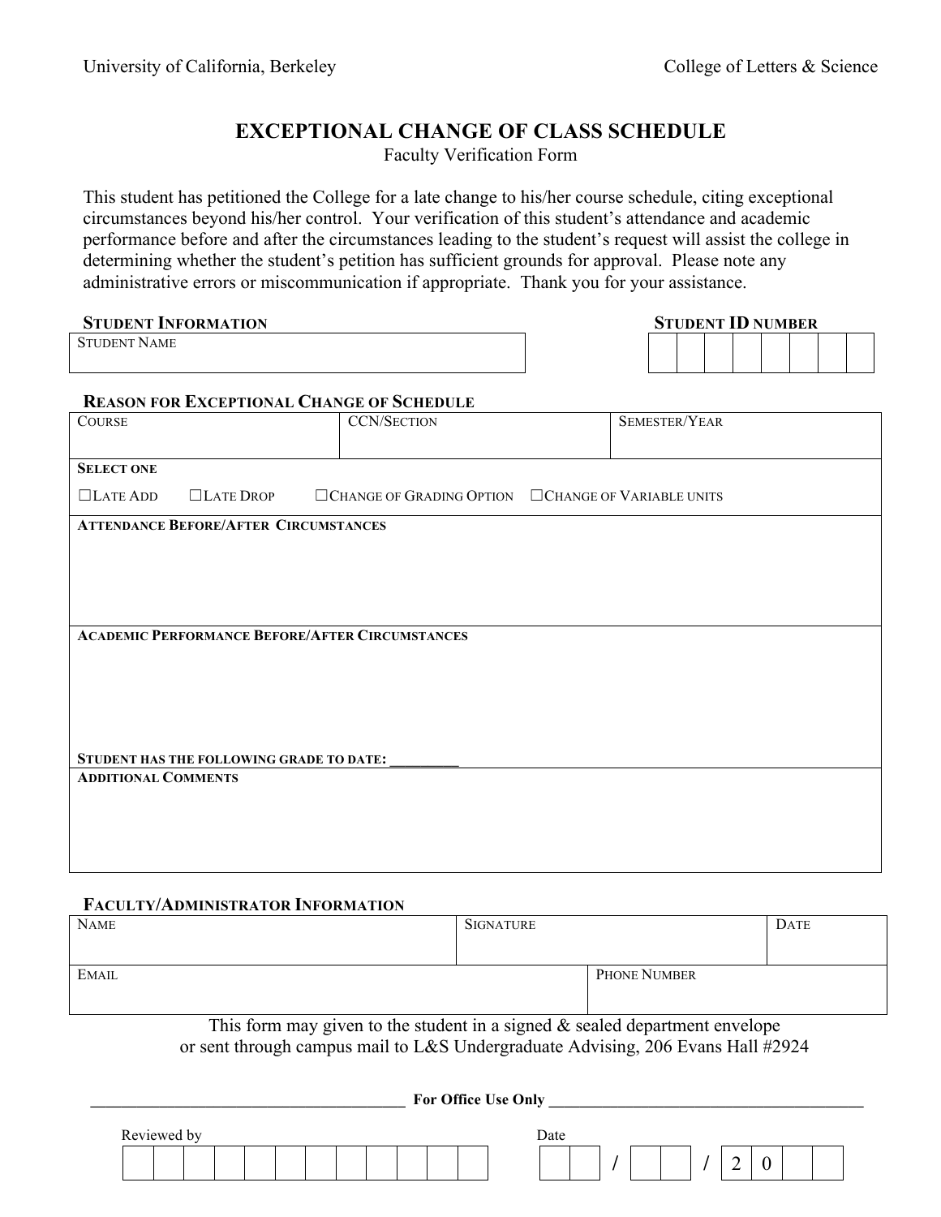University of California, Berkeley                                                            College of Letters & Science

# EXCEPTIONAL CHANGE OF CLASS SCHEDULE

Faculty Verification Form

This student has petitioned the College for a late change to his/her course schedule, citing exceptional circumstances beyond his/her control. Your verification of this student's attendance and academic performance before and after the circumstances leading to the student's request will assist the college in determining whether the student's petition has sufficient grounds for approval. Please note any administrative errors or miscommunication if appropriate. Thank you for your assistance.

**STUDENT INFORMATION**

| STUDENT NAME | STUDENT ID NUMBER |
|---|---|
| | |

**REASON FOR EXCEPTIONAL CHANGE OF SCHEDULE**

| COURSE | CCN/SECTION | SEMESTER/YEAR |
|---|---|---|
| | | |

**SELECT ONE**

☐LATE ADD ☐LATE DROP ☐CHANGE OF GRADING OPTION ☐CHANGE OF VARIABLE UNITS

**ATTENDANCE BEFORE/AFTER CIRCUMSTANCES**

**ACADEMIC PERFORMANCE BEFORE/AFTER CIRCUMSTANCES**

**STUDENT HAS THE FOLLOWING GRADE TO DATE:** _________

**ADDITIONAL COMMENTS**

**FACULTY/ADMINISTRATOR INFORMATION**

| NAME | SIGNATURE | DATE |
|---|---|---|
| | | |

| EMAIL | PHONE NUMBER |
|---|---|
| | |

This form may given to the student in a signed & sealed department envelope or sent through campus mail to L&S Undergraduate Advising, 206 Evans Hall #2924

**For Office Use Only**

Reviewed by ______________ Date ___ / ___ / 20__